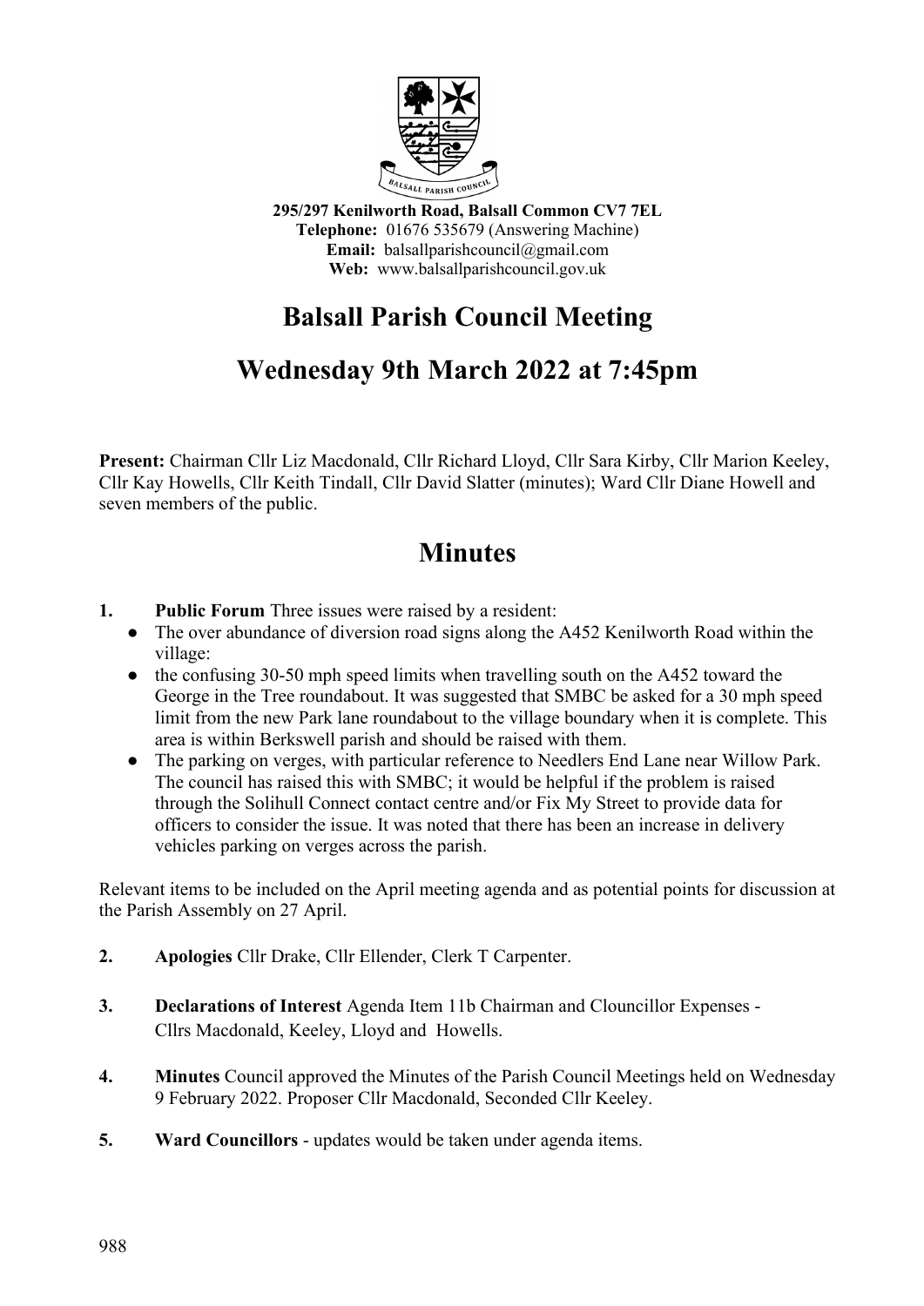**295/297 Kenilworth Road, Balsall Common CV7 7EL**
**Telephone:** 01676 535679 (Answering Machine)
**Email:** balsallparishcouncil@gmail.com
**Web:** www.balsallparishcouncil.gov.uk

# Balsall Parish Council Meeting

# Wednesday 9th March 2022 at 7:45pm

**Present:** Chairman Cllr Liz Macdonald, Cllr Richard Lloyd, Cllr Sara Kirby, Cllr Marion Keeley, Cllr Kay Howells, Cllr Keith Tindall, Cllr David Slatter (minutes); Ward Cllr Diane Howell and seven members of the public.

# Minutes

1. **Public Forum** Three issues were raised by a resident:
   - The over abundance of diversion road signs along the A452 Kenilworth Road within the village:
   - the confusing 30-50 mph speed limits when travelling south on the A452 toward the George in the Tree roundabout. It was suggested that SMBC be asked for a 30 mph speed limit from the new Park lane roundabout to the village boundary when it is complete. This area is within Berkswell parish and should be raised with them.
   - The parking on verges, with particular reference to Needlers End Lane near Willow Park. The council has raised this with SMBC; it would be helpful if the problem is raised through the Solihull Connect contact centre and/or Fix My Street to provide data for officers to consider the issue. It was noted that there has been an increase in delivery vehicles parking on verges across the parish.

Relevant items to be included on the April meeting agenda and as potential points for discussion at the Parish Assembly on 27 April.

2. **Apologies** Cllr Drake, Cllr Ellender, Clerk T Carpenter.

3. **Declarations of Interest** Agenda Item 11b Chairman and Clouncillor Expenses - Cllrs Macdonald, Keeley, Lloyd and Howells.

4. **Minutes** Council approved the Minutes of the Parish Council Meetings held on Wednesday 9 February 2022. Proposer Cllr Macdonald, Seconded Cllr Keeley.

5. **Ward Councillors** - updates would be taken under agenda items.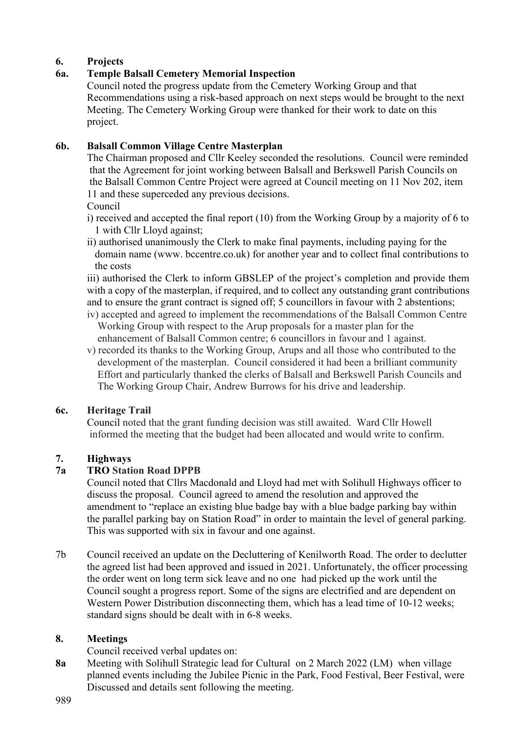## 6. Projects

### 6a. Temple Balsall Cemetery Memorial Inspection

Council noted the progress update from the Cemetery Working Group and that Recommendations using a risk-based approach on next steps would be brought to the next Meeting. The Cemetery Working Group were thanked for their work to date on this project.

### 6b. Balsall Common Village Centre Masterplan

The Chairman proposed and Cllr Keeley seconded the resolutions. Council were reminded that the Agreement for joint working between Balsall and Berkswell Parish Councils on the Balsall Common Centre Project were agreed at Council meeting on 11 Nov 202, item 11 and these superceded any previous decisions.

Council

i) received and accepted the final report (10) from the Working Group by a majority of 6 to 1 with Cllr Lloyd against;

ii) authorised unanimously the Clerk to make final payments, including paying for the domain name (www. bccentre.co.uk) for another year and to collect final contributions to the costs

iii) authorised the Clerk to inform GBSLEP of the project's completion and provide them with a copy of the masterplan, if required, and to collect any outstanding grant contributions and to ensure the grant contract is signed off; 5 councillors in favour with 2 abstentions;

iv) accepted and agreed to implement the recommendations of the Balsall Common Centre Working Group with respect to the Arup proposals for a master plan for the enhancement of Balsall Common centre; 6 councillors in favour and 1 against.

v) recorded its thanks to the Working Group, Arups and all those who contributed to the development of the masterplan. Council considered it had been a brilliant community Effort and particularly thanked the clerks of Balsall and Berkswell Parish Councils and The Working Group Chair, Andrew Burrows for his drive and leadership.

### 6c. Heritage Trail

Council noted that the grant funding decision was still awaited. Ward Cllr Howell informed the meeting that the budget had been allocated and would write to confirm.

## 7. Highways

### 7a TRO Station Road DPPB

Council noted that Cllrs Macdonald and Lloyd had met with Solihull Highways officer to discuss the proposal. Council agreed to amend the resolution and approved the amendment to "replace an existing blue badge bay with a blue badge parking bay within the parallel parking bay on Station Road" in order to maintain the level of general parking. This was supported with six in favour and one against.

7b Council received an update on the Decluttering of Kenilworth Road. The order to declutter the agreed list had been approved and issued in 2021. Unfortunately, the officer processing the order went on long term sick leave and no one had picked up the work until the Council sought a progress report. Some of the signs are electrified and are dependent on Western Power Distribution disconnecting them, which has a lead time of 10-12 weeks; standard signs should be dealt with in 6-8 weeks.

## 8. Meetings

Council received verbal updates on:

**8a** Meeting with Solihull Strategic lead for Cultural on 2 March 2022 (LM) when village planned events including the Jubilee Picnic in the Park, Food Festival, Beer Festival, were Discussed and details sent following the meeting.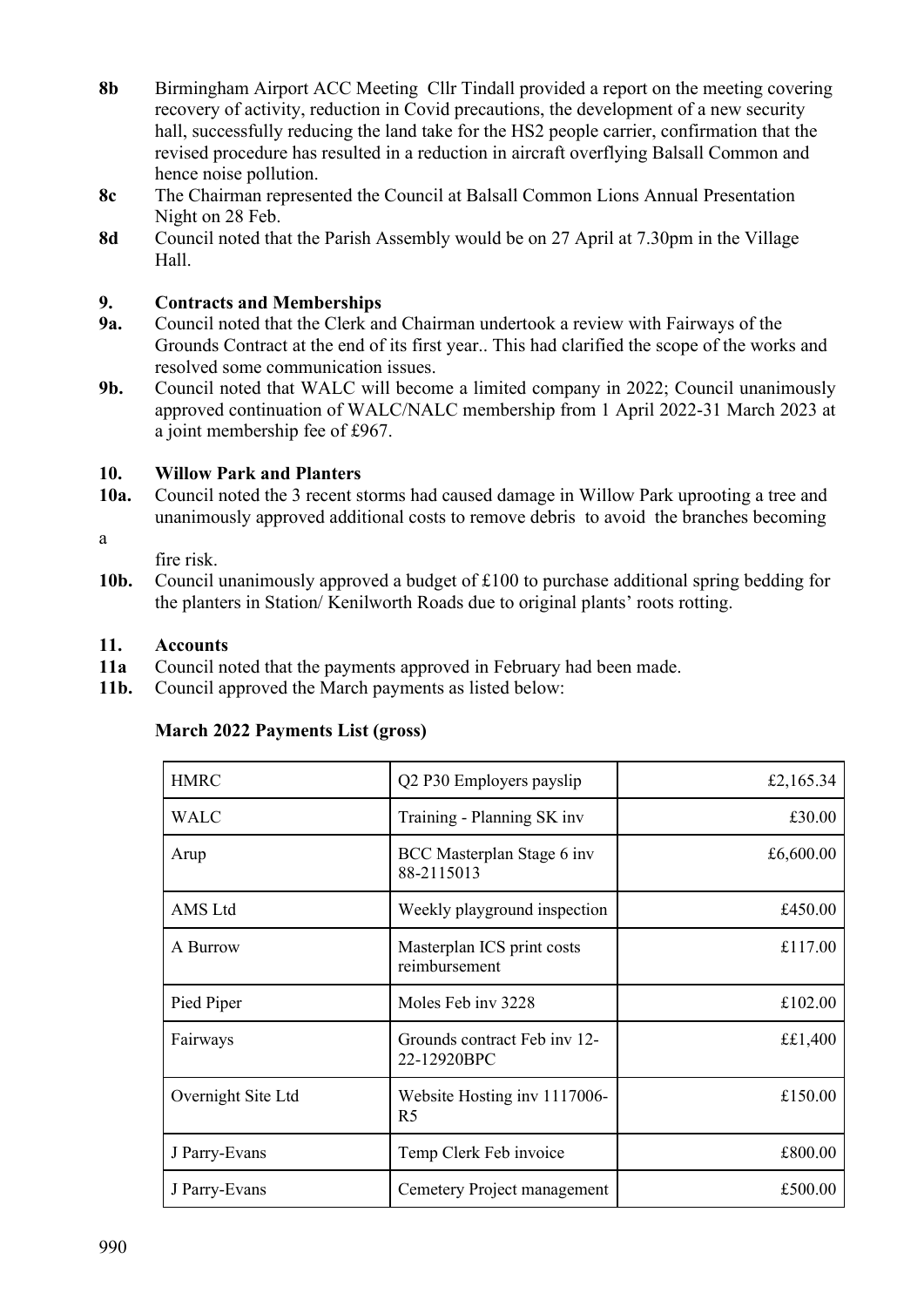**8b** Birmingham Airport ACC Meeting Cllr Tindall provided a report on the meeting covering recovery of activity, reduction in Covid precautions, the development of a new security hall, successfully reducing the land take for the HS2 people carrier, confirmation that the revised procedure has resulted in a reduction in aircraft overflying Balsall Common and hence noise pollution.

**8c** The Chairman represented the Council at Balsall Common Lions Annual Presentation Night on 28 Feb.

**8d** Council noted that the Parish Assembly would be on 27 April at 7.30pm in the Village Hall.

## 9. Contracts and Memberships

**9a.** Council noted that the Clerk and Chairman undertook a review with Fairways of the Grounds Contract at the end of its first year.. This had clarified the scope of the works and resolved some communication issues.

**9b.** Council noted that WALC will become a limited company in 2022; Council unanimously approved continuation of WALC/NALC membership from 1 April 2022-31 March 2023 at a joint membership fee of £967.

## 10. Willow Park and Planters

**10a.** Council noted the 3 recent storms had caused damage in Willow Park uprooting a tree and unanimously approved additional costs to remove debris to avoid the branches becoming a fire risk.

**10b.** Council unanimously approved a budget of £100 to purchase additional spring bedding for the planters in Station/ Kenilworth Roads due to original plants' roots rotting.

## 11. Accounts

**11a** Council noted that the payments approved in February had been made.

**11b.** Council approved the March payments as listed below:

**March 2022 Payments List (gross)**

| | | |
|---|---|---|
| HMRC | Q2 P30 Employers payslip | £2,165.34 |
| WALC | Training - Planning SK inv | £30.00 |
| Arup | BCC Masterplan Stage 6 inv 88-2115013 | £6,600.00 |
| AMS Ltd | Weekly playground inspection | £450.00 |
| A Burrow | Masterplan ICS print costs reimbursement | £117.00 |
| Pied Piper | Moles Feb inv 3228 | £102.00 |
| Fairways | Grounds contract Feb inv 12-22-12920BPC | ££1,400 |
| Overnight Site Ltd | Website Hosting inv 1117006-R5 | £150.00 |
| J Parry-Evans | Temp Clerk Feb invoice | £800.00 |
| J Parry-Evans | Cemetery Project management | £500.00 |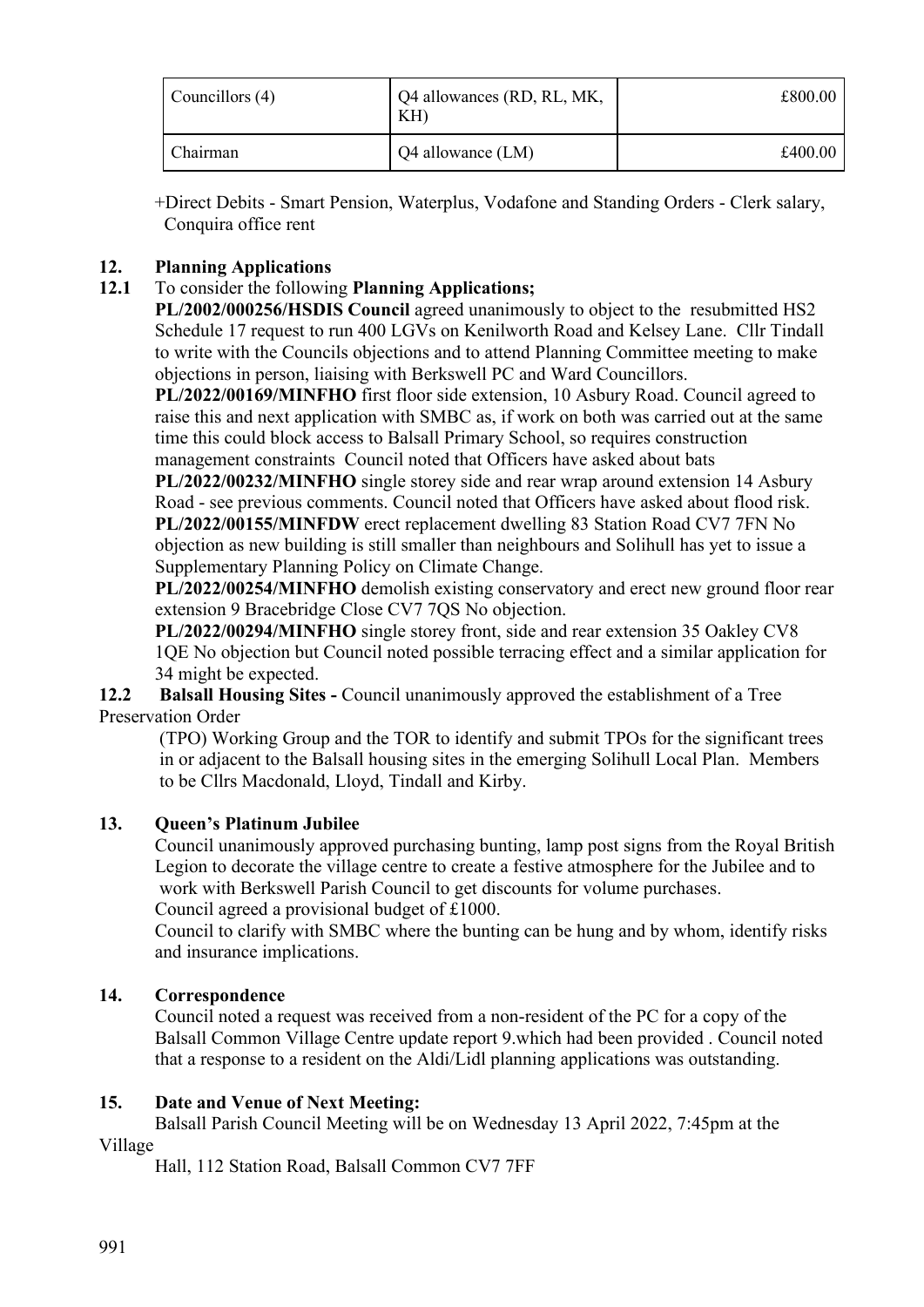| | | |
|---|---|---|
| Councillors (4) | Q4 allowances (RD, RL, MK, KH) | £800.00 |
| Chairman | Q4 allowance (LM) | £400.00 |

+Direct Debits - Smart Pension, Waterplus, Vodafone and Standing Orders - Clerk salary, Conquira office rent

## 12. Planning Applications

**12.1** To consider the following **Planning Applications;**

**PL/2002/000256/HSDIS Council** agreed unanimously to object to the resubmitted HS2 Schedule 17 request to run 400 LGVs on Kenilworth Road and Kelsey Lane. Cllr Tindall to write with the Councils objections and to attend Planning Committee meeting to make objections in person, liaising with Berkswell PC and Ward Councillors.

**PL/2022/00169/MINFHO** first floor side extension, 10 Asbury Road. Council agreed to raise this and next application with SMBC as, if work on both was carried out at the same time this could block access to Balsall Primary School, so requires construction management constraints Council noted that Officers have asked about bats

**PL/2022/00232/MINFHO** single storey side and rear wrap around extension 14 Asbury Road - see previous comments. Council noted that Officers have asked about flood risk.

**PL/2022/00155/MINFDW** erect replacement dwelling 83 Station Road CV7 7FN No objection as new building is still smaller than neighbours and Solihull has yet to issue a Supplementary Planning Policy on Climate Change.

**PL/2022/00254/MINFHO** demolish existing conservatory and erect new ground floor rear extension 9 Bracebridge Close CV7 7QS No objection.

**PL/2022/00294/MINFHO** single storey front, side and rear extension 35 Oakley CV8 1QE No objection but Council noted possible terracing effect and a similar application for 34 might be expected.

**12.2** **Balsall Housing Sites -** Council unanimously approved the establishment of a Tree Preservation Order (TPO) Working Group and the TOR to identify and submit TPOs for the significant trees in or adjacent to the Balsall housing sites in the emerging Solihull Local Plan. Members to be Cllrs Macdonald, Lloyd, Tindall and Kirby.

## 13. Queen's Platinum Jubilee

Council unanimously approved purchasing bunting, lamp post signs from the Royal British Legion to decorate the village centre to create a festive atmosphere for the Jubilee and to work with Berkswell Parish Council to get discounts for volume purchases.

Council agreed a provisional budget of £1000.

Council to clarify with SMBC where the bunting can be hung and by whom, identify risks and insurance implications.

## 14. Correspondence

Council noted a request was received from a non-resident of the PC for a copy of the Balsall Common Village Centre update report 9.which had been provided . Council noted that a response to a resident on the Aldi/Lidl planning applications was outstanding.

## 15. Date and Venue of Next Meeting:

Balsall Parish Council Meeting will be on Wednesday 13 April 2022, 7:45pm at the Village Hall, 112 Station Road, Balsall Common CV7 7FF